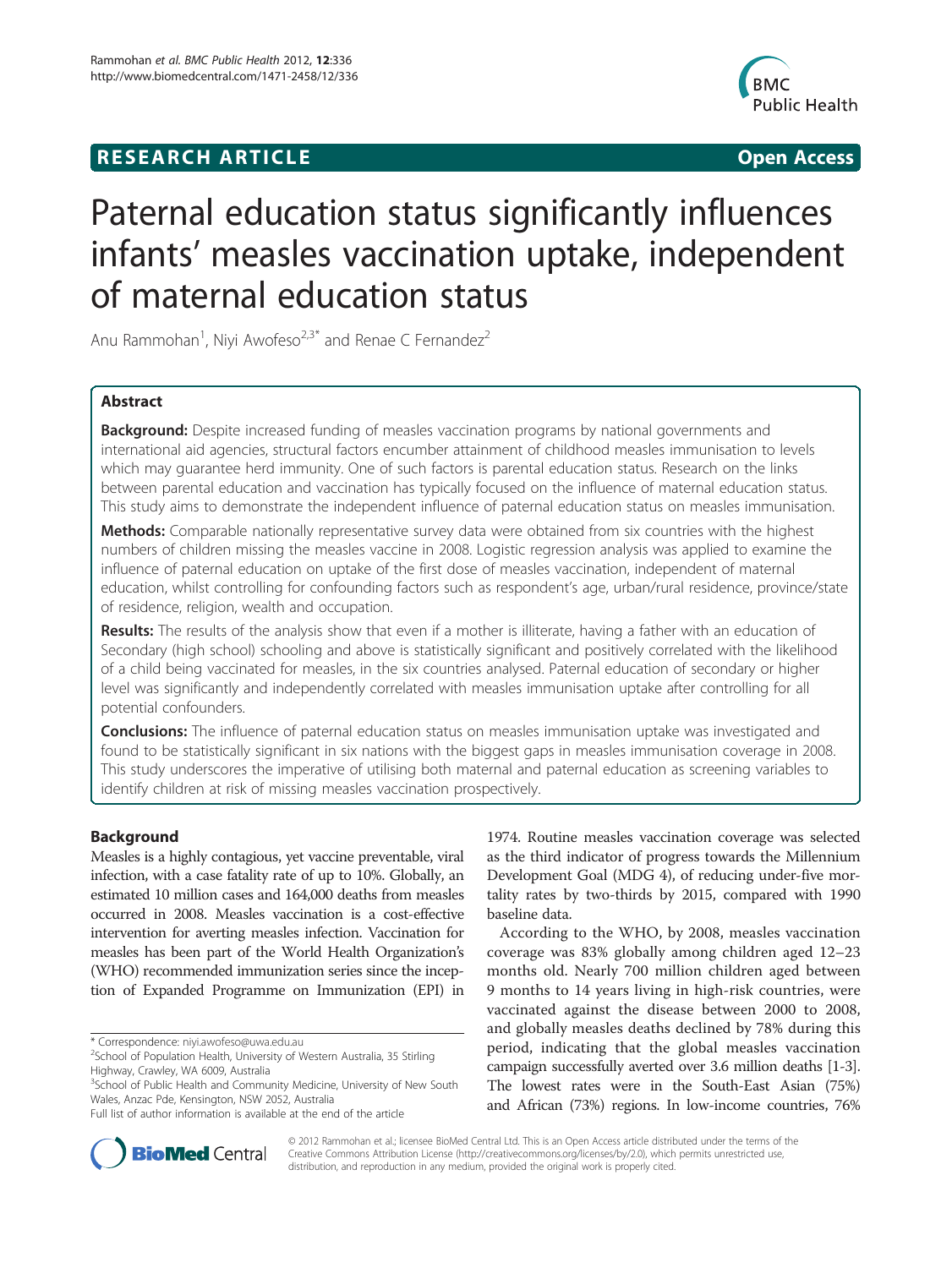**RESEARCH ARTICLE** **Open Access**

# Paternal education status significantly influences infants' measles vaccination uptake, independent of maternal education status

Anu Rammohan[1], Niyi Awofeso[2,3*] and Renae C Fernandez[2]

## Abstract

**Background:** Despite increased funding of measles vaccination programs by national governments and international aid agencies, structural factors encumber attainment of childhood measles immunisation to levels which may guarantee herd immunity. One of such factors is parental education status. Research on the links between parental education and vaccination has typically focused on the influence of maternal education status. This study aims to demonstrate the independent influence of paternal education status on measles immunisation.

**Methods:** Comparable nationally representative survey data were obtained from six countries with the highest numbers of children missing the measles vaccine in 2008. Logistic regression analysis was applied to examine the influence of paternal education on uptake of the first dose of measles vaccination, independent of maternal education, whilst controlling for confounding factors such as respondent's age, urban/rural residence, province/state of residence, religion, wealth and occupation.

**Results:** The results of the analysis show that even if a mother is illiterate, having a father with an education of Secondary (high school) schooling and above is statistically significant and positively correlated with the likelihood of a child being vaccinated for measles, in the six countries analysed. Paternal education of secondary or higher level was significantly and independently correlated with measles immunisation uptake after controlling for all potential confounders.

**Conclusions:** The influence of paternal education status on measles immunisation uptake was investigated and found to be statistically significant in six nations with the biggest gaps in measles immunisation coverage in 2008. This study underscores the imperative of utilising both maternal and paternal education as screening variables to identify children at risk of missing measles vaccination prospectively.

## Background

Measles is a highly contagious, yet vaccine preventable, viral infection, with a case fatality rate of up to 10%. Globally, an estimated 10 million cases and 164,000 deaths from measles occurred in 2008. Measles vaccination is a cost-effective intervention for averting measles infection. Vaccination for measles has been part of the World Health Organization's (WHO) recommended immunization series since the inception of Expanded Programme on Immunization (EPI) in 1974. Routine measles vaccination coverage was selected as the third indicator of progress towards the Millennium Development Goal (MDG 4), of reducing under-five mortality rates by two-thirds by 2015, compared with 1990 baseline data.

According to the WHO, by 2008, measles vaccination coverage was 83% globally among children aged 12–23 months old. Nearly 700 million children aged between 9 months to 14 years living in high-risk countries, were vaccinated against the disease between 2000 to 2008, and globally measles deaths declined by 78% during this period, indicating that the global measles vaccination campaign successfully averted over 3.6 million deaths [1-3]. The lowest rates were in the South-East Asian (75%) and African (73%) regions. In low-income countries, 76%

\* Correspondence: niyi.awofeso@uwa.edu.au
[2]School of Population Health, University of Western Australia, 35 Stirling Highway, Crawley, WA 6009, Australia
[3]School of Public Health and Community Medicine, University of New South Wales, Anzac Pde, Kensington, NSW 2052, Australia
Full list of author information is available at the end of the article

© 2012 Rammohan et al.; licensee BioMed Central Ltd. This is an Open Access article distributed under the terms of the Creative Commons Attribution License (http://creativecommons.org/licenses/by/2.0), which permits unrestricted use, distribution, and reproduction in any medium, provided the original work is properly cited.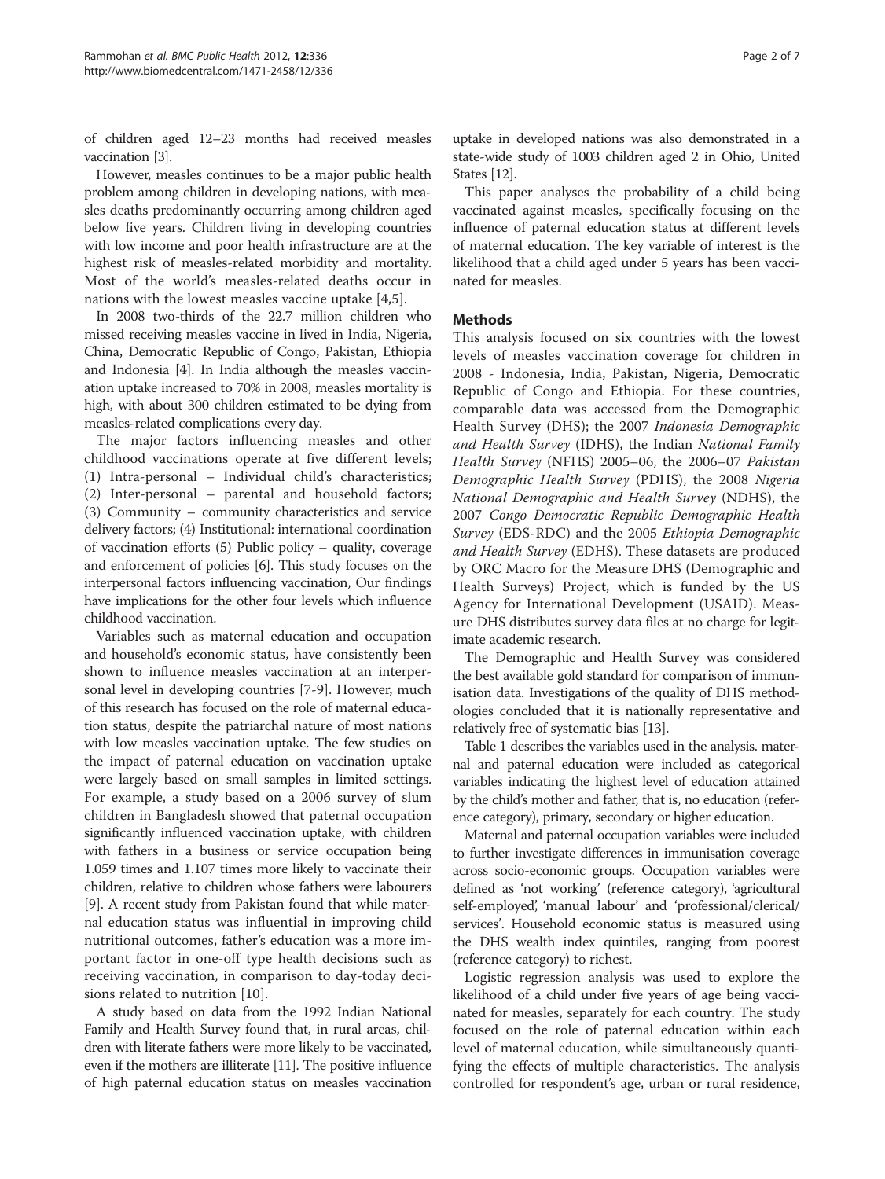of children aged 12–23 months had received measles vaccination [3].

However, measles continues to be a major public health problem among children in developing nations, with measles deaths predominantly occurring among children aged below five years. Children living in developing countries with low income and poor health infrastructure are at the highest risk of measles-related morbidity and mortality. Most of the world's measles-related deaths occur in nations with the lowest measles vaccine uptake [4,5].

In 2008 two-thirds of the 22.7 million children who missed receiving measles vaccine in lived in India, Nigeria, China, Democratic Republic of Congo, Pakistan, Ethiopia and Indonesia [4]. In India although the measles vaccination uptake increased to 70% in 2008, measles mortality is high, with about 300 children estimated to be dying from measles-related complications every day.

The major factors influencing measles and other childhood vaccinations operate at five different levels; (1) Intra-personal – Individual child's characteristics; (2) Inter-personal – parental and household factors; (3) Community – community characteristics and service delivery factors; (4) Institutional: international coordination of vaccination efforts (5) Public policy – quality, coverage and enforcement of policies [6]. This study focuses on the interpersonal factors influencing vaccination, Our findings have implications for the other four levels which influence childhood vaccination.

Variables such as maternal education and occupation and household's economic status, have consistently been shown to influence measles vaccination at an interpersonal level in developing countries [7-9]. However, much of this research has focused on the role of maternal education status, despite the patriarchal nature of most nations with low measles vaccination uptake. The few studies on the impact of paternal education on vaccination uptake were largely based on small samples in limited settings. For example, a study based on a 2006 survey of slum children in Bangladesh showed that paternal occupation significantly influenced vaccination uptake, with children with fathers in a business or service occupation being 1.059 times and 1.107 times more likely to vaccinate their children, relative to children whose fathers were labourers [9]. A recent study from Pakistan found that while maternal education status was influential in improving child nutritional outcomes, father's education was a more important factor in one-off type health decisions such as receiving vaccination, in comparison to day-today decisions related to nutrition [10].

A study based on data from the 1992 Indian National Family and Health Survey found that, in rural areas, children with literate fathers were more likely to be vaccinated, even if the mothers are illiterate [11]. The positive influence of high paternal education status on measles vaccination uptake in developed nations was also demonstrated in a state-wide study of 1003 children aged 2 in Ohio, United States [12].

This paper analyses the probability of a child being vaccinated against measles, specifically focusing on the influence of paternal education status at different levels of maternal education. The key variable of interest is the likelihood that a child aged under 5 years has been vaccinated for measles.

## Methods

This analysis focused on six countries with the lowest levels of measles vaccination coverage for children in 2008 - Indonesia, India, Pakistan, Nigeria, Democratic Republic of Congo and Ethiopia. For these countries, comparable data was accessed from the Demographic Health Survey (DHS); the 2007 *Indonesia Demographic and Health Survey* (IDHS), the Indian *National Family Health Survey* (NFHS) 2005–06, the 2006–07 *Pakistan Demographic Health Survey* (PDHS), the 2008 *Nigeria National Demographic and Health Survey* (NDHS), the 2007 *Congo Democratic Republic Demographic Health Survey* (EDS-RDC) and the 2005 *Ethiopia Demographic and Health Survey* (EDHS). These datasets are produced by ORC Macro for the Measure DHS (Demographic and Health Surveys) Project, which is funded by the US Agency for International Development (USAID). Measure DHS distributes survey data files at no charge for legitimate academic research.

The Demographic and Health Survey was considered the best available gold standard for comparison of immunisation data. Investigations of the quality of DHS methodologies concluded that it is nationally representative and relatively free of systematic bias [13].

Table 1 describes the variables used in the analysis. maternal and paternal education were included as categorical variables indicating the highest level of education attained by the child's mother and father, that is, no education (reference category), primary, secondary or higher education.

Maternal and paternal occupation variables were included to further investigate differences in immunisation coverage across socio-economic groups. Occupation variables were defined as 'not working' (reference category), 'agricultural self-employed', 'manual labour' and 'professional/clerical/services'. Household economic status is measured using the DHS wealth index quintiles, ranging from poorest (reference category) to richest.

Logistic regression analysis was used to explore the likelihood of a child under five years of age being vaccinated for measles, separately for each country. The study focused on the role of paternal education within each level of maternal education, while simultaneously quantifying the effects of multiple characteristics. The analysis controlled for respondent's age, urban or rural residence,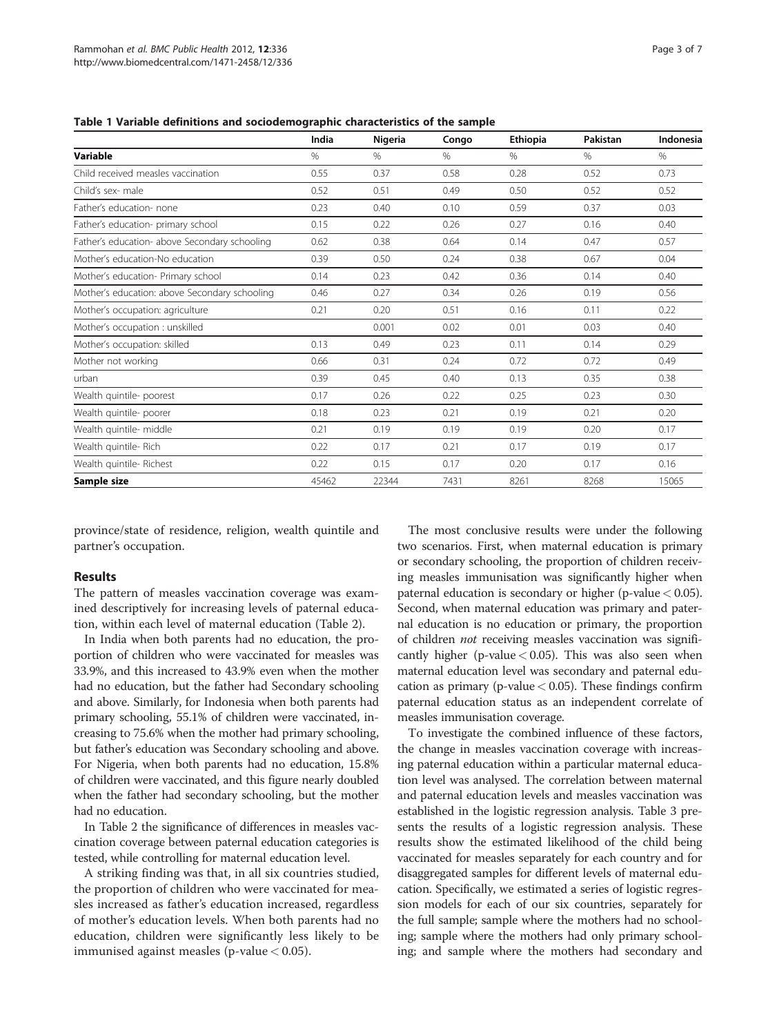**Table 1 Variable definitions and sociodemographic characteristics of the sample**

| | India | Nigeria | Congo | Ethiopia | Pakistan | Indonesia |
|---|---|---|---|---|---|---|
| **Variable** | % | % | % | % | % | % |
| Child received measles vaccination | 0.55 | 0.37 | 0.58 | 0.28 | 0.52 | 0.73 |
| Child's sex- male | 0.52 | 0.51 | 0.49 | 0.50 | 0.52 | 0.52 |
| Father's education- none | 0.23 | 0.40 | 0.10 | 0.59 | 0.37 | 0.03 |
| Father's education- primary school | 0.15 | 0.22 | 0.26 | 0.27 | 0.16 | 0.40 |
| Father's education- above Secondary schooling | 0.62 | 0.38 | 0.64 | 0.14 | 0.47 | 0.57 |
| Mother's education-No education | 0.39 | 0.50 | 0.24 | 0.38 | 0.67 | 0.04 |
| Mother's education- Primary school | 0.14 | 0.23 | 0.42 | 0.36 | 0.14 | 0.40 |
| Mother's education: above Secondary schooling | 0.46 | 0.27 | 0.34 | 0.26 | 0.19 | 0.56 |
| Mother's occupation: agriculture | 0.21 | 0.20 | 0.51 | 0.16 | 0.11 | 0.22 |
| Mother's occupation : unskilled | | 0.001 | 0.02 | 0.01 | 0.03 | 0.40 |
| Mother's occupation: skilled | 0.13 | 0.49 | 0.23 | 0.11 | 0.14 | 0.29 |
| Mother not working | 0.66 | 0.31 | 0.24 | 0.72 | 0.72 | 0.49 |
| urban | 0.39 | 0.45 | 0.40 | 0.13 | 0.35 | 0.38 |
| Wealth quintile- poorest | 0.17 | 0.26 | 0.22 | 0.25 | 0.23 | 0.30 |
| Wealth quintile- poorer | 0.18 | 0.23 | 0.21 | 0.19 | 0.21 | 0.20 |
| Wealth quintile- middle | 0.21 | 0.19 | 0.19 | 0.19 | 0.20 | 0.17 |
| Wealth quintile- Rich | 0.22 | 0.17 | 0.21 | 0.17 | 0.19 | 0.17 |
| Wealth quintile- Richest | 0.22 | 0.15 | 0.17 | 0.20 | 0.17 | 0.16 |
| **Sample size** | 45462 | 22344 | 7431 | 8261 | 8268 | 15065 |

province/state of residence, religion, wealth quintile and partner's occupation.

## Results

The pattern of measles vaccination coverage was examined descriptively for increasing levels of paternal education, within each level of maternal education (Table 2).

In India when both parents had no education, the proportion of children who were vaccinated for measles was 33.9%, and this increased to 43.9% even when the mother had no education, but the father had Secondary schooling and above. Similarly, for Indonesia when both parents had primary schooling, 55.1% of children were vaccinated, increasing to 75.6% when the mother had primary schooling, but father's education was Secondary schooling and above. For Nigeria, when both parents had no education, 15.8% of children were vaccinated, and this figure nearly doubled when the father had secondary schooling, but the mother had no education.

In Table 2 the significance of differences in measles vaccination coverage between paternal education categories is tested, while controlling for maternal education level.

A striking finding was that, in all six countries studied, the proportion of children who were vaccinated for measles increased as father's education increased, regardless of mother's education levels. When both parents had no education, children were significantly less likely to be immunised against measles ($p$-value $< 0.05$).

The most conclusive results were under the following two scenarios. First, when maternal education is primary or secondary schooling, the proportion of children receiving measles immunisation was significantly higher when paternal education is secondary or higher ($p$-value $< 0.05$). Second, when maternal education was primary and paternal education is no education or primary, the proportion of children *not* receiving measles vaccination was significantly higher ($p$-value $< 0.05$). This was also seen when maternal education level was secondary and paternal education as primary ($p$-value $< 0.05$). These findings confirm paternal education status as an independent correlate of measles immunisation coverage.

To investigate the combined influence of these factors, the change in measles vaccination coverage with increasing paternal education within a particular maternal education level was analysed. The correlation between maternal and paternal education levels and measles vaccination was established in the logistic regression analysis. Table 3 presents the results of a logistic regression analysis. These results show the estimated likelihood of the child being vaccinated for measles separately for each country and for disaggregated samples for different levels of maternal education. Specifically, we estimated a series of logistic regression models for each of our six countries, separately for the full sample; sample where the mothers had no schooling; sample where the mothers had only primary schooling; and sample where the mothers had secondary and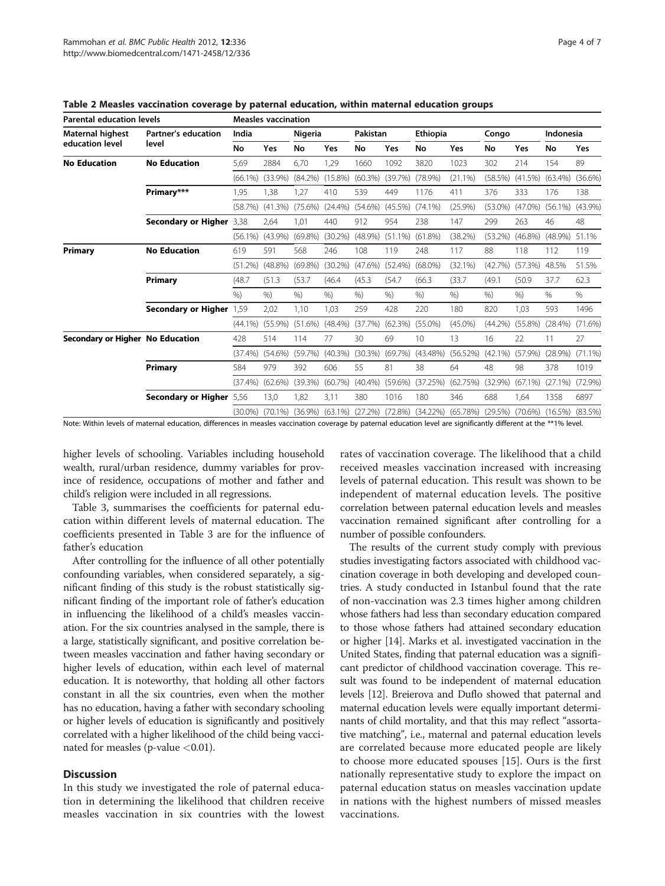**Table 2 Measles vaccination coverage by paternal education, within maternal education groups**

| Parental education levels | | Measles vaccination | | | | | | | | | | | |
|---|---|---|---|---|---|---|---|---|---|---|---|---|---|
| Maternal highest education level | Partner's education level | India | | Nigeria | | Pakistan | | Ethiopia | | Congo | | Indonesia | |
| | | No | Yes | No | Yes | No | Yes | No | Yes | No | Yes | No | Yes |
| **No Education** | **No Education** | 5,69 | 2884 | 6,70 | 1,29 | 1660 | 1092 | 3820 | 1023 | 302 | 214 | 154 | 89 |
| | | (66.1%) | (33.9%) | (84.2%) | (15.8%) | (60.3%) | (39.7%) | (78.9%) | (21.1%) | (58.5%) | (41.5%) | (63.4%) | (36.6%) |
| | **Primary***** | 1,95 | 1,38 | 1,27 | 410 | 539 | 449 | 1176 | 411 | 376 | 333 | 176 | 138 |
| | | (58.7%) | (41.3%) | (75.6%) | (24.4%) | (54.6%) | (45.5%) | (74.1%) | (25.9%) | (53.0%) | (47.0%) | (56.1%) | (43.9%) |
| | **Secondary or Higher** | 3,38 | 2,64 | 1,01 | 440 | 912 | 954 | 238 | 147 | 299 | 263 | 46 | 48 |
| | | (56.1%) | (43.9%) | (69.8%) | (30.2%) | (48.9%) | (51.1%) | (61.8%) | (38.2%) | (53.2%) | (46.8%) | (48.9%) | 51.1% |
| **Primary** | **No Education** | 619 | 591 | 568 | 246 | 108 | 119 | 248 | 117 | 88 | 118 | 112 | 119 |
| | | (51.2%) | (48.8%) | (69.8%) | (30.2%) | (47.6%) | (52.4%) | (68.0%) | (32.1%) | (42.7%) | (57.3%) | 48.5% | 51.5% |
| | **Primary** | (48.7 | (51.3 | (53.7 | (46.4 | (45.3 | (54.7 | (66.3 | (33.7 | (49.1 | (50.9 | 37.7 | 62.3 |
| | | %) | %) | %) | %) | %) | %) | %) | %) | %) | %) | % | % |
| | **Secondary or Higher** | 1,59 | 2,02 | 1,10 | 1,03 | 259 | 428 | 220 | 180 | 820 | 1,03 | 593 | 1496 |
| | | (44.1%) | (55.9%) | (51.6%) | (48.4%) | (37.7%) | (62.3%) | (55.0%) | (45.0%) | (44.2%) | (55.8%) | (28.4%) | (71.6%) |
| **Secondary or Higher** | **No Education** | 428 | 514 | 114 | 77 | 30 | 69 | 10 | 13 | 16 | 22 | 11 | 27 |
| | | (37.4%) | (54.6%) | (59.7%) | (40.3%) | (30.3%) | (69.7%) | (43.48%) | (56.52%) | (42.1%) | (57.9%) | (28.9%) | (71.1%) |
| | **Primary** | 584 | 979 | 392 | 606 | 55 | 81 | 38 | 64 | 48 | 98 | 378 | 1019 |
| | | (37.4%) | (62.6%) | (39.3%) | (60.7%) | (40.4%) | (59.6%) | (37.25%) | (62.75%) | (32.9%) | (67.1%) | (27.1%) | (72.9%) |
| | **Secondary or Higher** | 5,56 | 13,0 | 1,82 | 3,11 | 380 | 1016 | 180 | 346 | 688 | 1,64 | 1358 | 6897 |
| | | (30.0%) | (70.1%) | (36.9%) | (63.1%) | (27.2%) | (72.8%) | (34.22%) | (65.78%) | (29.5%) | (70.6%) | (16.5%) | (83.5%) |

Note: Within levels of maternal education, differences in measles vaccination coverage by paternal education level are significantly different at the **1% level.

higher levels of schooling. Variables including household wealth, rural/urban residence, dummy variables for province of residence, occupations of mother and father and child's religion were included in all regressions.

Table 3, summarises the coefficients for paternal education within different levels of maternal education. The coefficients presented in Table 3 are for the influence of father's education

After controlling for the influence of all other potentially confounding variables, when considered separately, a significant finding of this study is the robust statistically significant finding of the important role of father's education in influencing the likelihood of a child's measles vaccination. For the six countries analysed in the sample, there is a large, statistically significant, and positive correlation between measles vaccination and father having secondary or higher levels of education, within each level of maternal education. It is noteworthy, that holding all other factors constant in all the six countries, even when the mother has no education, having a father with secondary schooling or higher levels of education is significantly and positively correlated with a higher likelihood of the child being vaccinated for measles (p-value $<0.01$).

## Discussion

In this study we investigated the role of paternal education in determining the likelihood that children receive measles vaccination in six countries with the lowest rates of vaccination coverage. The likelihood that a child received measles vaccination increased with increasing levels of paternal education. This result was shown to be independent of maternal education levels. The positive correlation between paternal education levels and measles vaccination remained significant after controlling for a number of possible confounders.

The results of the current study comply with previous studies investigating factors associated with childhood vaccination coverage in both developing and developed countries. A study conducted in Istanbul found that the rate of non-vaccination was 2.3 times higher among children whose fathers had less than secondary education compared to those whose fathers had attained secondary education or higher [14]. Marks et al. investigated vaccination in the United States, finding that paternal education was a significant predictor of childhood vaccination coverage. This result was found to be independent of maternal education levels [12]. Breierova and Duflo showed that paternal and maternal education levels were equally important determinants of child mortality, and that this may reflect "assortative matching", i.e., maternal and paternal education levels are correlated because more educated people are likely to choose more educated spouses [15]. Ours is the first nationally representative study to explore the impact on paternal education status on measles vaccination update in nations with the highest numbers of missed measles vaccinations.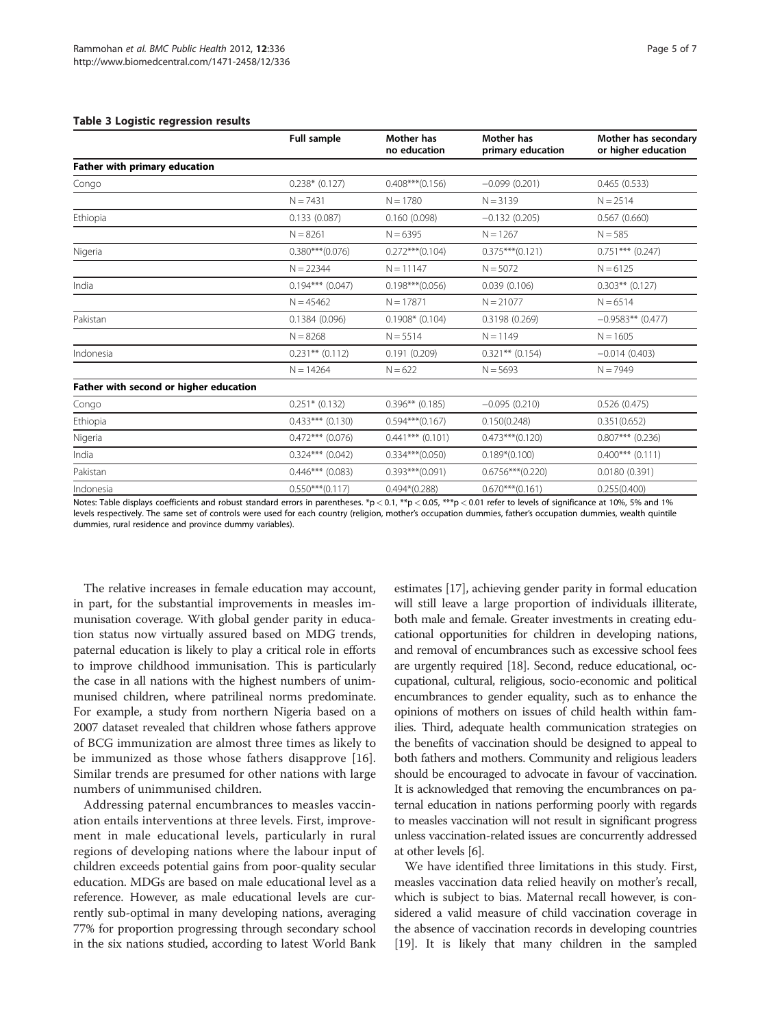**Table 3 Logistic regression results**

| | Full sample | Mother has no education | Mother has primary education | Mother has secondary or higher education |
|---|---|---|---|---|
| **Father with primary education** | | | | |
| Congo | 0.238* (0.127) | 0.408***(0.156) | −0.099 (0.201) | 0.465 (0.533) |
| | N = 7431 | N = 1780 | N = 3139 | N = 2514 |
| Ethiopia | 0.133 (0.087) | 0.160 (0.098) | −0.132 (0.205) | 0.567 (0.660) |
| | N = 8261 | N = 6395 | N = 1267 | N = 585 |
| Nigeria | 0.380***(0.076) | 0.272***(0.104) | 0.375***(0.121) | 0.751*** (0.247) |
| | N = 22344 | N = 11147 | N = 5072 | N = 6125 |
| India | 0.194*** (0.047) | 0.198***(0.056) | 0.039 (0.106) | 0.303** (0.127) |
| | N = 45462 | N = 17871 | N = 21077 | N = 6514 |
| Pakistan | 0.1384 (0.096) | 0.1908* (0.104) | 0.3198 (0.269) | −0.9583** (0.477) |
| | N = 8268 | N = 5514 | N = 1149 | N = 1605 |
| Indonesia | 0.231** (0.112) | 0.191 (0.209) | 0.321** (0.154) | −0.014 (0.403) |
| | N = 14264 | N = 622 | N = 5693 | N = 7949 |
| **Father with second or higher education** | | | | |
| Congo | 0.251* (0.132) | 0.396** (0.185) | −0.095 (0.210) | 0.526 (0.475) |
| Ethiopia | 0.433*** (0.130) | 0.594***(0.167) | 0.150(0.248) | 0.351(0.652) |
| Nigeria | 0.472*** (0.076) | 0.441*** (0.101) | 0.473***(0.120) | 0.807*** (0.236) |
| India | 0.324*** (0.042) | 0.334***(0.050) | 0.189*(0.100) | 0.400*** (0.111) |
| Pakistan | 0.446*** (0.083) | 0.393***(0.091) | 0.6756***(0.220) | 0.0180 (0.391) |
| Indonesia | 0.550***(0.117) | 0.494*(0.288) | 0.670***(0.161) | 0.255(0.400) |

Notes: Table displays coefficients and robust standard errors in parentheses. *p < 0.1, **p < 0.05, ***p < 0.01 refer to levels of significance at 10%, 5% and 1% levels respectively. The same set of controls were used for each country (religion, mother's occupation dummies, father's occupation dummies, wealth quintile dummies, rural residence and province dummy variables).

The relative increases in female education may account, in part, for the substantial improvements in measles immunisation coverage. With global gender parity in education status now virtually assured based on MDG trends, paternal education is likely to play a critical role in efforts to improve childhood immunisation. This is particularly the case in all nations with the highest numbers of unimmunised children, where patrilineal norms predominate. For example, a study from northern Nigeria based on a 2007 dataset revealed that children whose fathers approve of BCG immunization are almost three times as likely to be immunized as those whose fathers disapprove [16]. Similar trends are presumed for other nations with large numbers of unimmunised children.

Addressing paternal encumbrances to measles vaccination entails interventions at three levels. First, improvement in male educational levels, particularly in rural regions of developing nations where the labour input of children exceeds potential gains from poor-quality secular education. MDGs are based on male educational level as a reference. However, as male educational levels are currently sub-optimal in many developing nations, averaging 77% for proportion progressing through secondary school in the six nations studied, according to latest World Bank estimates [17], achieving gender parity in formal education will still leave a large proportion of individuals illiterate, both male and female. Greater investments in creating educational opportunities for children in developing nations, and removal of encumbrances such as excessive school fees are urgently required [18]. Second, reduce educational, occupational, cultural, religious, socio-economic and political encumbrances to gender equality, such as to enhance the opinions of mothers on issues of child health within families. Third, adequate health communication strategies on the benefits of vaccination should be designed to appeal to both fathers and mothers. Community and religious leaders should be encouraged to advocate in favour of vaccination. It is acknowledged that removing the encumbrances on paternal education in nations performing poorly with regards to measles vaccination will not result in significant progress unless vaccination-related issues are concurrently addressed at other levels [6].

We have identified three limitations in this study. First, measles vaccination data relied heavily on mother's recall, which is subject to bias. Maternal recall however, is considered a valid measure of child vaccination coverage in the absence of vaccination records in developing countries [19]. It is likely that many children in the sampled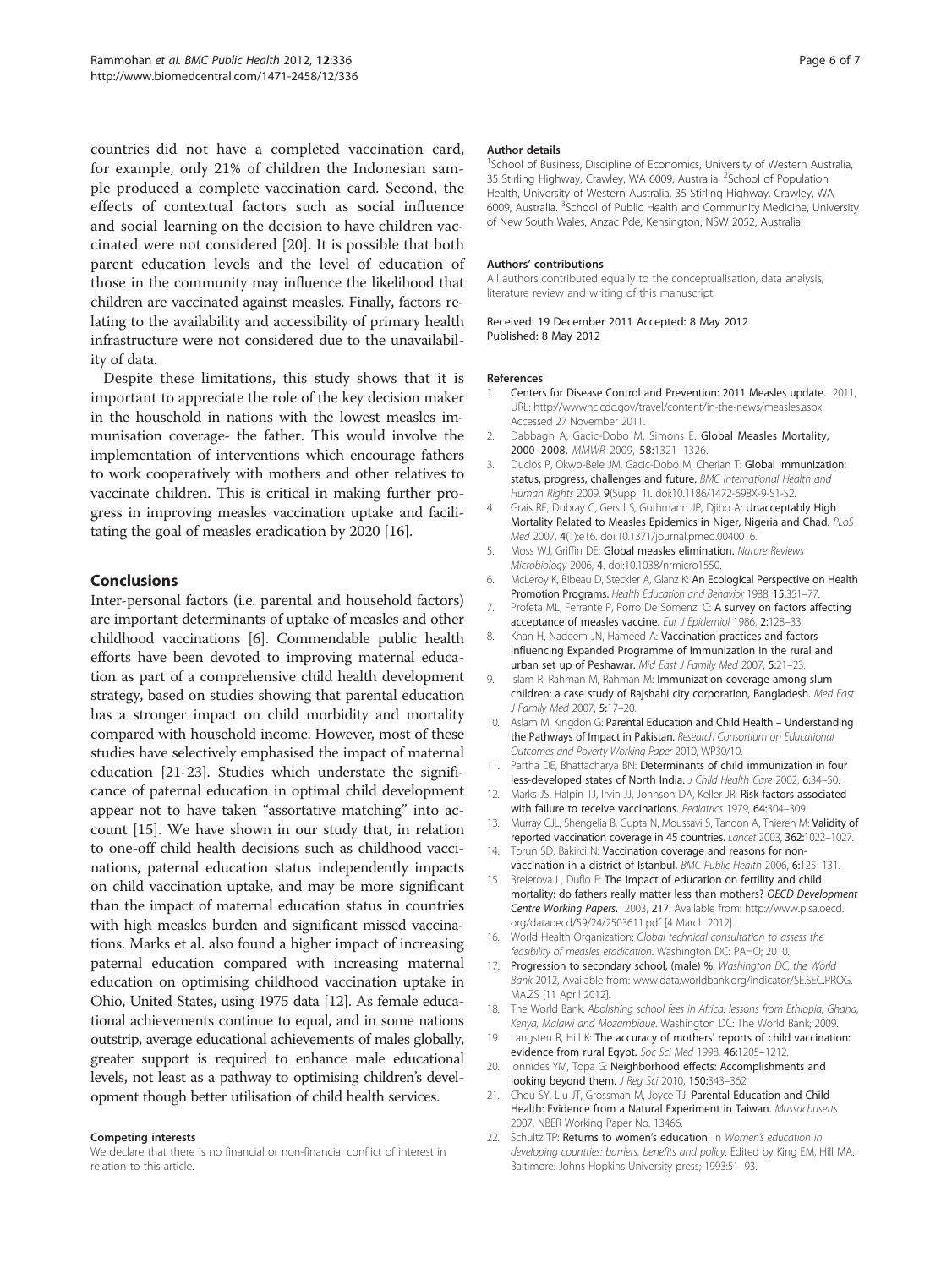countries did not have a completed vaccination card, for example, only 21% of children the Indonesian sample produced a complete vaccination card. Second, the effects of contextual factors such as social influence and social learning on the decision to have children vaccinated were not considered [20]. It is possible that both parent education levels and the level of education of those in the community may influence the likelihood that children are vaccinated against measles. Finally, factors relating to the availability and accessibility of primary health infrastructure were not considered due to the unavailability of data.

Despite these limitations, this study shows that it is important to appreciate the role of the key decision maker in the household in nations with the lowest measles immunisation coverage- the father. This would involve the implementation of interventions which encourage fathers to work cooperatively with mothers and other relatives to vaccinate children. This is critical in making further progress in improving measles vaccination uptake and facilitating the goal of measles eradication by 2020 [16].

## Conclusions

Inter-personal factors (i.e. parental and household factors) are important determinants of uptake of measles and other childhood vaccinations [6]. Commendable public health efforts have been devoted to improving maternal education as part of a comprehensive child health development strategy, based on studies showing that parental education has a stronger impact on child morbidity and mortality compared with household income. However, most of these studies have selectively emphasised the impact of maternal education [21-23]. Studies which understate the significance of paternal education in optimal child development appear not to have taken "assortative matching" into account [15]. We have shown in our study that, in relation to one-off child health decisions such as childhood vaccinations, paternal education status independently impacts on child vaccination uptake, and may be more significant than the impact of maternal education status in countries with high measles burden and significant missed vaccinations. Marks et al. also found a higher impact of increasing paternal education compared with increasing maternal education on optimising childhood vaccination uptake in Ohio, United States, using 1975 data [12]. As female educational achievements continue to equal, and in some nations outstrip, average educational achievements of males globally, greater support is required to enhance male educational levels, not least as a pathway to optimising children's development though better utilisation of child health services.

#### Competing interests

We declare that there is no financial or non-financial conflict of interest in relation to this article.

#### Author details

[1]School of Business, Discipline of Economics, University of Western Australia, 35 Stirling Highway, Crawley, WA 6009, Australia. [2]School of Population Health, University of Western Australia, 35 Stirling Highway, Crawley, WA 6009, Australia. [3]School of Public Health and Community Medicine, University of New South Wales, Anzac Pde, Kensington, NSW 2052, Australia.

#### Authors' contributions

All authors contributed equally to the conceptualisation, data analysis, literature review and writing of this manuscript.

Received: 19 December 2011 Accepted: 8 May 2012
Published: 8 May 2012

#### References

1. Centers for Disease Control and Prevention: **2011 Measles update.** 2011, URL: http://wwwnc.cdc.gov/travel/content/in-the-news/measles.aspx Accessed 27 November 2011.
2. Dabbagh A, Gacic-Dobo M, Simons E: **Global Measles Mortality, 2000–2008.** *MMWR* 2009, **58:**1321–1326.
3. Duclos P, Okwo-Bele JM, Gacic-Dobo M, Cherian T: **Global immunization: status, progress, challenges and future.** *BMC International Health and Human Rights* 2009, **9**(Suppl 1). doi:10.1186/1472-698X-9-S1-S2.
4. Grais RF, Dubray C, Gerstl S, Guthmann JP, Djibo A: **Unacceptably High Mortality Related to Measles Epidemics in Niger, Nigeria and Chad.** *PLoS Med* 2007, **4**(1):e16. doi:10.1371/journal.pmed.0040016.
5. Moss WJ, Griffin DE: **Global measles elimination.** *Nature Reviews Microbiology* 2006, **4**. doi:10.1038/nrmicro1550.
6. McLeroy K, Bibeau D, Steckler A, Glanz K: **An Ecological Perspective on Health Promotion Programs.** *Health Education and Behavior* 1988, **15:**351–77.
7. Profeta ML, Ferrante P, Porro De Somenzi C: **A survey on factors affecting acceptance of measles vaccine.** *Eur J Epidemiol* 1986, **2:**128–33.
8. Khan H, Nadeem JN, Hameed A: **Vaccination practices and factors influencing Expanded Programme of Immunization in the rural and urban set up of Peshawar.** *Mid East J Family Med* 2007, **5:**21–23.
9. Islam R, Rahman M, Rahman M: **Immunization coverage among slum children: a case study of Rajshahi city corporation, Bangladesh.** *Med East J Family Med* 2007, **5:**17–20.
10. Aslam M, Kingdon G: **Parental Education and Child Health – Understanding the Pathways of Impact in Pakistan.** *Research Consortium on Educational Outcomes and Poverty Working Paper* 2010, WP30/10.
11. Partha DE, Bhattacharya BN: **Determinants of child immunization in four less-developed states of North India.** *J Child Health Care* 2002, **6:**34–50.
12. Marks JS, Halpin TJ, Irvin JJ, Johnson DA, Keller JR: **Risk factors associated with failure to receive vaccinations.** *Pediatrics* 1979, **64:**304–309.
13. Murray CJL, Shengelia B, Gupta N, Moussavi S, Tandon A, Thieren M: **Validity of reported vaccination coverage in 45 countries.** *Lancet* 2003, **362:**1022–1027.
14. Torun SD, Bakirci N: **Vaccination coverage and reasons for non-vaccination in a district of Istanbul.** *BMC Public Health* 2006, **6:**125–131.
15. Breierova L, Duflo E: **The impact of education on fertility and child mortality: do fathers really matter less than mothers?** *OECD Development Centre Working Papers.* 2003, **217**. Available from: http://www.pisa.oecd.org/dataoecd/59/24/2503611.pdf [4 March 2012].
16. World Health Organization: *Global technical consultation to assess the feasibility of measles eradication.* Washington DC: PAHO; 2010.
17. **Progression to secondary school, (male) %.** *Washington DC, the World Bank* 2012, Available from: www.data.worldbank.org/indicator/SE.SEC.PROG.MA.ZS [11 April 2012].
18. The World Bank: *Abolishing school fees in Africa: lessons from Ethiopia, Ghana, Kenya, Malawi and Mozambique.* Washington DC: The World Bank; 2009.
19. Langsten R, Hill K: **The accuracy of mothers' reports of child vaccination: evidence from rural Egypt.** *Soc Sci Med* 1998, **46:**1205–1212.
20. Ionnides YM, Topa G: **Neighborhood effects: Accomplishments and looking beyond them.** *J Reg Sci* 2010, **150:**343–362.
21. Chou SY, Liu JT, Grossman M, Joyce TJ: **Parental Education and Child Health: Evidence from a Natural Experiment in Taiwan.** *Massachusetts* 2007, NBER Working Paper No. 13466.
22. Schultz TP: **Returns to women's education.** In *Women's education in developing countries: barriers, benefits and policy.* Edited by King EM, Hill MA. Baltimore: Johns Hopkins University press; 1993:51–93.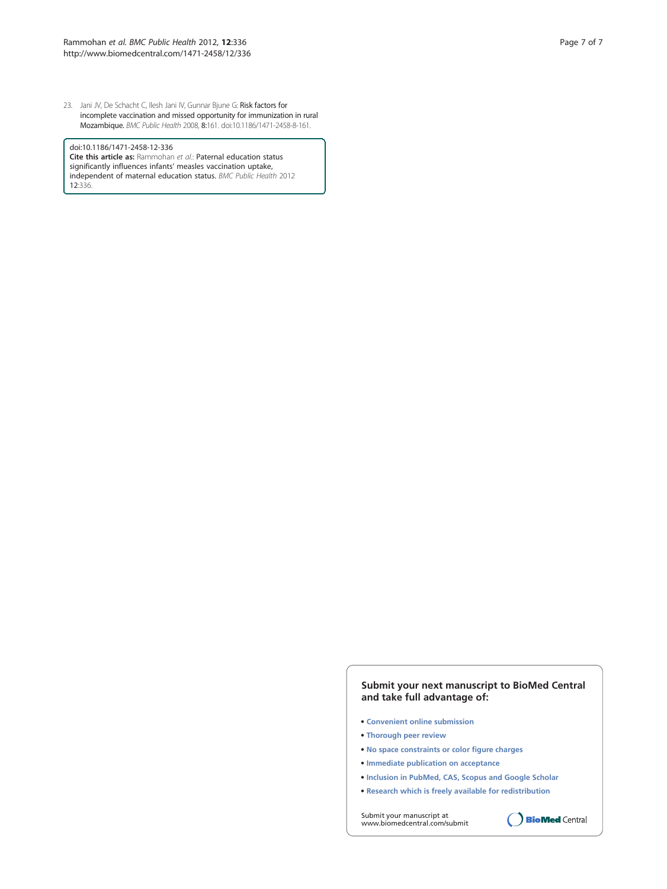23. Jani JV, De Schacht C, Ilesh Jani IV, Gunnar Bjune G: **Risk factors for incomplete vaccination and missed opportunity for immunization in rural Mozambique.** *BMC Public Health* 2008, **8**:161. doi:10.1186/1471-2458-8-161.

doi:10.1186/1471-2458-12-336
**Cite this article as:** Rammohan *et al.*: Paternal education status significantly influences infants' measles vaccination uptake, independent of maternal education status. *BMC Public Health* 2012 **12**:336.

**Submit your next manuscript to BioMed Central and take full advantage of:**

- **Convenient online submission**
- **Thorough peer review**
- **No space constraints or color figure charges**
- **Immediate publication on acceptance**
- **Inclusion in PubMed, CAS, Scopus and Google Scholar**
- **Research which is freely available for redistribution**

Submit your manuscript at
www.biomedcentral.com/submit

BioMed Central